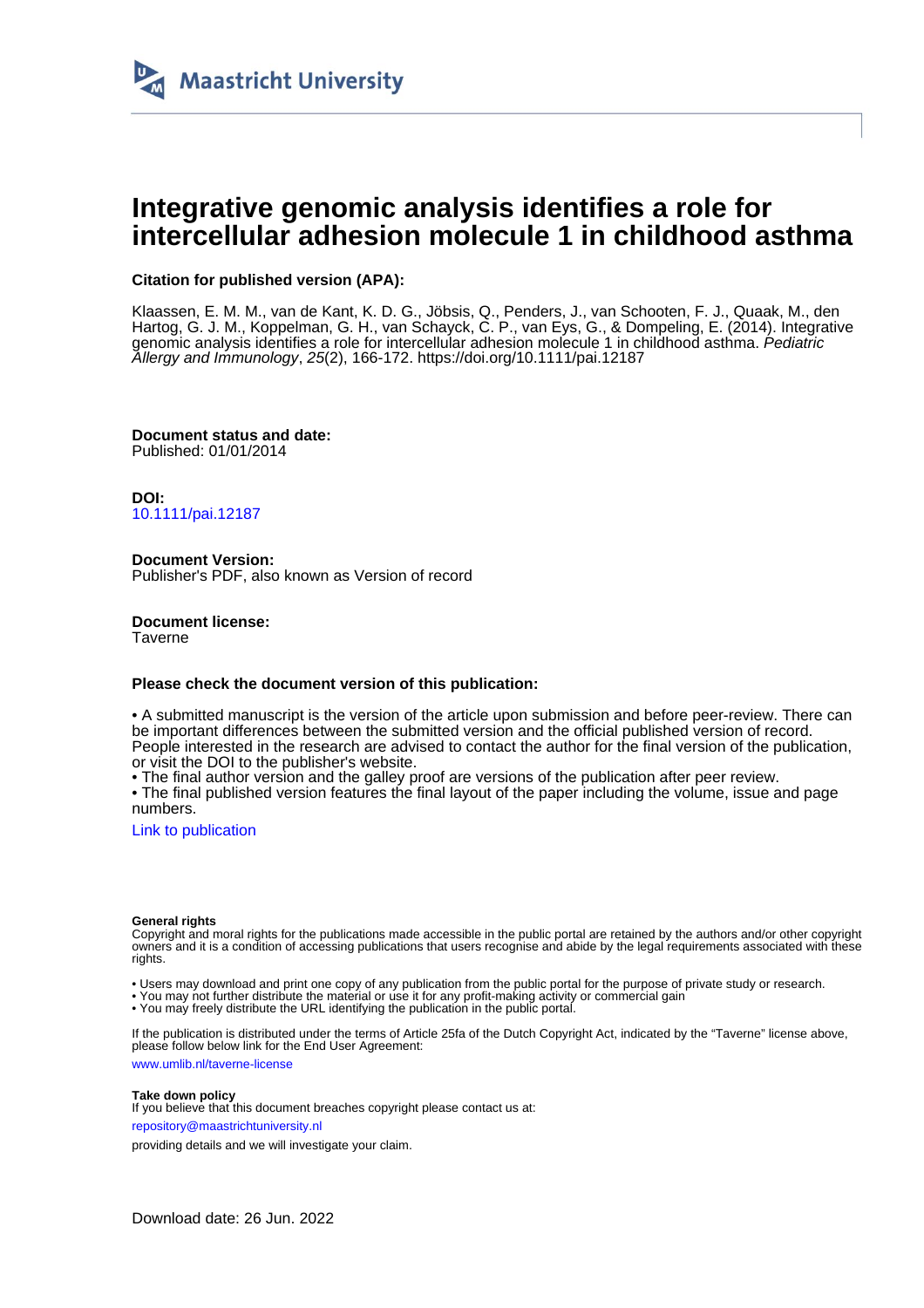Maastricht University

# Integrative genomic analysis identifies a role for intercellular adhesion molecule 1 in childhood asthma

**Citation for published version (APA):**

Klaassen, E. M. M., van de Kant, K. D. G., Jöbsis, Q., Penders, J., van Schooten, F. J., Quaak, M., den Hartog, G. J. M., Koppelman, G. H., van Schayck, C. P., van Eys, G., & Dompeling, E. (2014). Integrative genomic analysis identifies a role for intercellular adhesion molecule 1 in childhood asthma. *Pediatric Allergy and Immunology*, *25*(2), 166-172. https://doi.org/10.1111/pai.12187

**Document status and date:**
Published: 01/01/2014

**DOI:**
10.1111/pai.12187

**Document Version:**
Publisher's PDF, also known as Version of record

**Document license:**
Taverne

**Please check the document version of this publication:**

• A submitted manuscript is the version of the article upon submission and before peer-review. There can be important differences between the submitted version and the official published version of record. People interested in the research are advised to contact the author for the final version of the publication, or visit the DOI to the publisher's website.
• The final author version and the galley proof are versions of the publication after peer review.
• The final published version features the final layout of the paper including the volume, issue and page numbers.

Link to publication

**General rights**
Copyright and moral rights for the publications made accessible in the public portal are retained by the authors and/or other copyright owners and it is a condition of accessing publications that users recognise and abide by the legal requirements associated with these rights.

• Users may download and print one copy of any publication from the public portal for the purpose of private study or research.
• You may not further distribute the material or use it for any profit-making activity or commercial gain
• You may freely distribute the URL identifying the publication in the public portal.

If the publication is distributed under the terms of Article 25fa of the Dutch Copyright Act, indicated by the "Taverne" license above, please follow below link for the End User Agreement:

www.umlib.nl/taverne-license

**Take down policy**
If you believe that this document breaches copyright please contact us at:

repository@maastrichtuniversity.nl

providing details and we will investigate your claim.

Download date: 26 Jun. 2022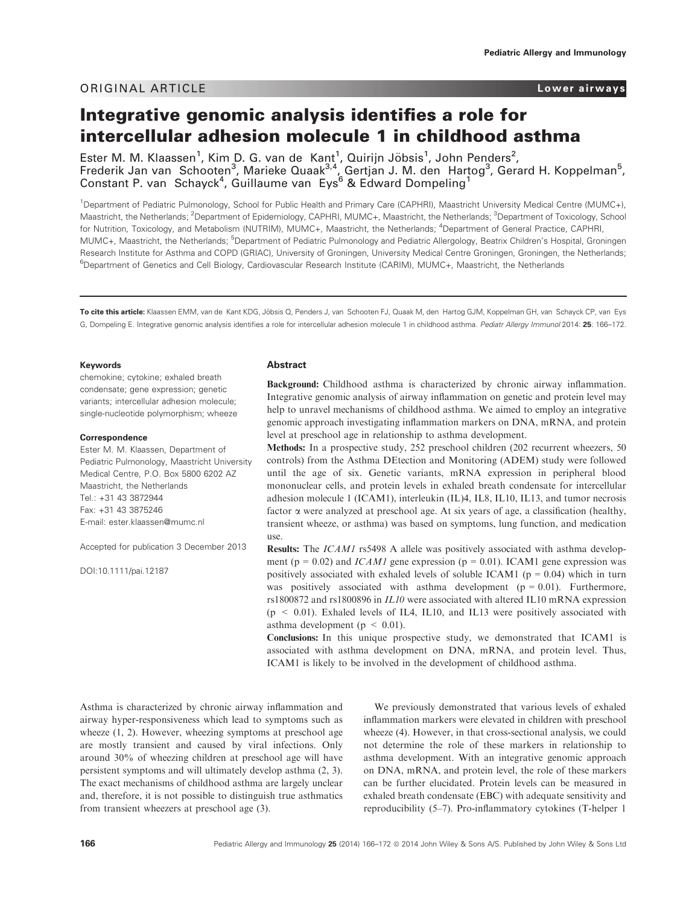Pediatric Allergy and Immunology

ORIGINAL ARTICLE

Lower airways

# Integrative genomic analysis identifies a role for intercellular adhesion molecule 1 in childhood asthma

Ester M. M. Klaassen[1], Kim D. G. van de Kant[1], Quirijn Jöbsis[1], John Penders[2], Frederik Jan van Schooten[3], Marieke Quaak[3,4], Gertjan J. M. den Hartog[3], Gerard H. Koppelman[5], Constant P. van Schayck[4], Guillaume van Eys[6] & Edward Dompeling[1]

[1]Department of Pediatric Pulmonology, School for Public Health and Primary Care (CAPHRI), Maastricht University Medical Centre (MUMC+), Maastricht, the Netherlands; [2]Department of Epidemiology, CAPHRI, MUMC+, Maastricht, the Netherlands; [3]Department of Toxicology, School for Nutrition, Toxicology, and Metabolism (NUTRIM), MUMC+, Maastricht, the Netherlands; [4]Department of General Practice, CAPHRI, MUMC+, Maastricht, the Netherlands; [5]Department of Pediatric Pulmonology and Pediatric Allergology, Beatrix Children's Hospital, Groningen Research Institute for Asthma and COPD (GRIAC), University of Groningen, University Medical Centre Groningen, Groningen, the Netherlands; [6]Department of Genetics and Cell Biology, Cardiovascular Research Institute (CARIM), MUMC+, Maastricht, the Netherlands

**To cite this article:** Klaassen EMM, van de Kant KDG, Jöbsis Q, Penders J, van Schooten FJ, Quaak M, den Hartog GJM, Koppelman GH, van Schayck CP, van Eys G, Dompeling E. Integrative genomic analysis identifies a role for intercellular adhesion molecule 1 in childhood asthma. *Pediatr Allergy Immunol* 2014: **25**: 166–172.

**Keywords**

chemokine; cytokine; exhaled breath condensate; gene expression; genetic variants; intercellular adhesion molecule; single-nucleotide polymorphism; wheeze

**Correspondence**

Ester M. M. Klaassen, Department of Pediatric Pulmonology, Maastricht University Medical Centre, P.O. Box 5800 6202 AZ Maastricht, the Netherlands
Tel.: +31 43 3872944
Fax: +31 43 3875246
E-mail: ester.klaassen@mumc.nl

Accepted for publication 3 December 2013

DOI:10.1111/pai.12187

## Abstract

**Background:** Childhood asthma is characterized by chronic airway inflammation. Integrative genomic analysis of airway inflammation on genetic and protein level may help to unravel mechanisms of childhood asthma. We aimed to employ an integrative genomic approach investigating inflammation markers on DNA, mRNA, and protein level at preschool age in relationship to asthma development.

**Methods:** In a prospective study, 252 preschool children (202 recurrent wheezers, 50 controls) from the Asthma DEtection and Monitoring (ADEM) study were followed until the age of six. Genetic variants, mRNA expression in peripheral blood mononuclear cells, and protein levels in exhaled breath condensate for intercellular adhesion molecule 1 (ICAM1), interleukin (IL)4, IL8, IL10, IL13, and tumor necrosis factor α were analyzed at preschool age. At six years of age, a classification (healthy, transient wheeze, or asthma) was based on symptoms, lung function, and medication use.

**Results:** The *ICAM1* rs5498 A allele was positively associated with asthma development ($p = 0.02$) and *ICAM1* gene expression ($p = 0.01$). ICAM1 gene expression was positively associated with exhaled levels of soluble ICAM1 ($p = 0.04$) which in turn was positively associated with asthma development ($p = 0.01$). Furthermore, rs1800872 and rs1800896 in *IL10* were associated with altered IL10 mRNA expression ($p < 0.01$). Exhaled levels of IL4, IL10, and IL13 were positively associated with asthma development ($p < 0.01$).

**Conclusions:** In this unique prospective study, we demonstrated that ICAM1 is associated with asthma development on DNA, mRNA, and protein level. Thus, ICAM1 is likely to be involved in the development of childhood asthma.

Asthma is characterized by chronic airway inflammation and airway hyper-responsiveness which lead to symptoms such as wheeze (1, 2). However, wheezing symptoms at preschool age are mostly transient and caused by viral infections. Only around 30% of wheezing children at preschool age will have persistent symptoms and will ultimately develop asthma (2, 3). The exact mechanisms of childhood asthma are largely unclear and, therefore, it is not possible to distinguish true asthmatics from transient wheezers at preschool age (3).

We previously demonstrated that various levels of exhaled inflammation markers were elevated in children with preschool wheeze (4). However, in that cross-sectional analysis, we could not determine the role of these markers in relationship to asthma development. With an integrative genomic approach on DNA, mRNA, and protein level, the role of these markers can be further elucidated. Protein levels can be measured in exhaled breath condensate (EBC) with adequate sensitivity and reproducibility (5–7). Pro-inflammatory cytokines (T-helper 1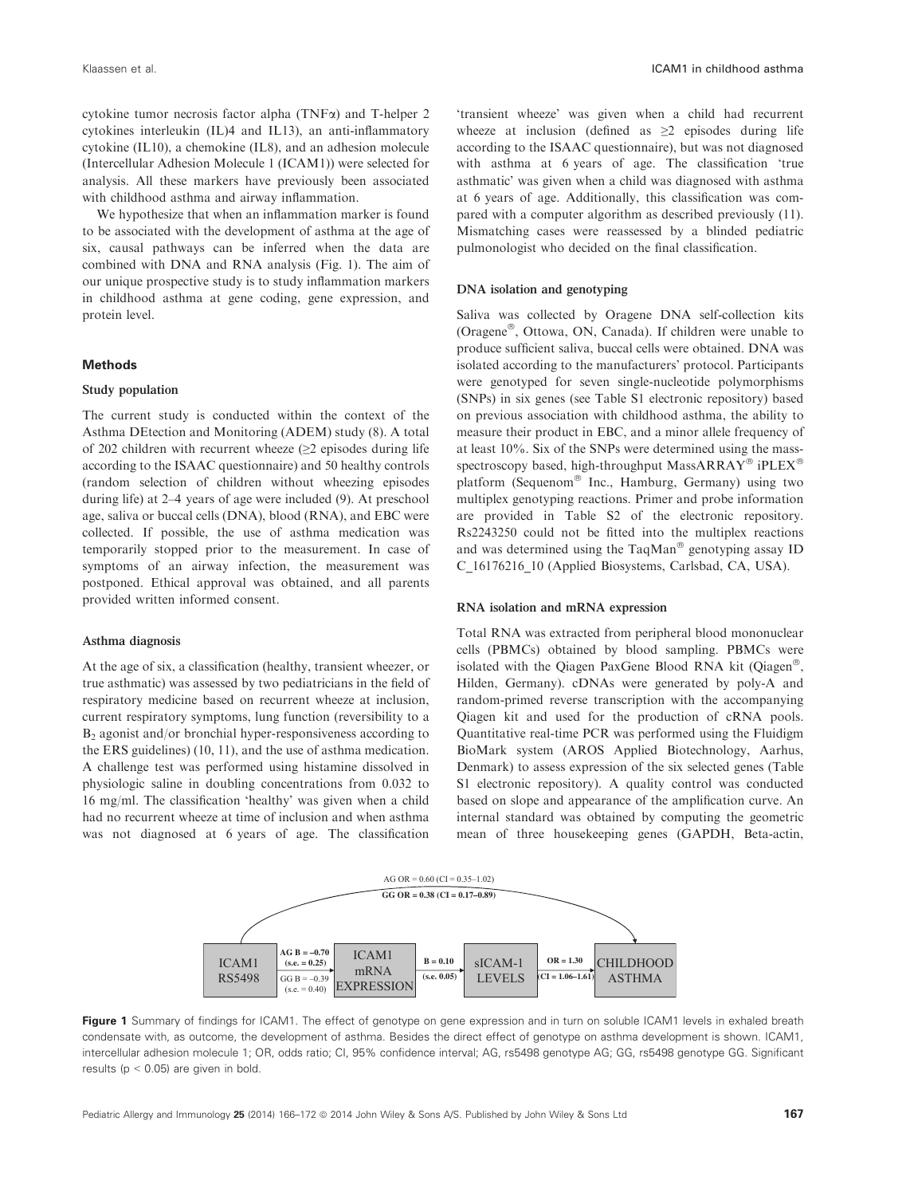cytokine tumor necrosis factor alpha (TNFα) and T-helper 2 cytokines interleukin (IL)4 and IL13), an anti-inflammatory cytokine (IL10), a chemokine (IL8), and an adhesion molecule (Intercellular Adhesion Molecule 1 (ICAM1)) were selected for analysis. All these markers have previously been associated with childhood asthma and airway inflammation.

We hypothesize that when an inflammation marker is found to be associated with the development of asthma at the age of six, causal pathways can be inferred when the data are combined with DNA and RNA analysis (Fig. 1). The aim of our unique prospective study is to study inflammation markers in childhood asthma at gene coding, gene expression, and protein level.

## Methods

### Study population

The current study is conducted within the context of the Asthma DEtection and Monitoring (ADEM) study (8). A total of 202 children with recurrent wheeze (≥2 episodes during life according to the ISAAC questionnaire) and 50 healthy controls (random selection of children without wheezing episodes during life) at 2–4 years of age were included (9). At preschool age, saliva or buccal cells (DNA), blood (RNA), and EBC were collected. If possible, the use of asthma medication was temporarily stopped prior to the measurement. In case of symptoms of an airway infection, the measurement was postponed. Ethical approval was obtained, and all parents provided written informed consent.

### Asthma diagnosis

At the age of six, a classification (healthy, transient wheezer, or true asthmatic) was assessed by two pediatricians in the field of respiratory medicine based on recurrent wheeze at inclusion, current respiratory symptoms, lung function (reversibility to a $B_2$ agonist and/or bronchial hyper-responsiveness according to the ERS guidelines) (10, 11), and the use of asthma medication. A challenge test was performed using histamine dissolved in physiologic saline in doubling concentrations from 0.032 to 16 mg/ml. The classification 'healthy' was given when a child had no recurrent wheeze at time of inclusion and when asthma was not diagnosed at 6 years of age. The classification 'transient wheeze' was given when a child had recurrent wheeze at inclusion (defined as ≥2 episodes during life according to the ISAAC questionnaire), but was not diagnosed with asthma at 6 years of age. The classification 'true asthmatic' was given when a child was diagnosed with asthma at 6 years of age. Additionally, this classification was compared with a computer algorithm as described previously (11). Mismatching cases were reassessed by a blinded pediatric pulmonologist who decided on the final classification.

### DNA isolation and genotyping

Saliva was collected by Oragene DNA self-collection kits (Oragene®, Ottowa, ON, Canada). If children were unable to produce sufficient saliva, buccal cells were obtained. DNA was isolated according to the manufacturers' protocol. Participants were genotyped for seven single-nucleotide polymorphisms (SNPs) in six genes (see Table S1 electronic repository) based on previous association with childhood asthma, the ability to measure their product in EBC, and a minor allele frequency of at least 10%. Six of the SNPs were determined using the mass-spectroscopy based, high-throughput MassARRAY® iPLEX® platform (Sequenom® Inc., Hamburg, Germany) using two multiplex genotyping reactions. Primer and probe information are provided in Table S2 of the electronic repository. Rs2243250 could not be fitted into the multiplex reactions and was determined using the TaqMan® genotyping assay ID C_16176216_10 (Applied Biosystems, Carlsbad, CA, USA).

### RNA isolation and mRNA expression

Total RNA was extracted from peripheral blood mononuclear cells (PBMCs) obtained by blood sampling. PBMCs were isolated with the Qiagen PaxGene Blood RNA kit (Qiagen®, Hilden, Germany). cDNAs were generated by poly-A and random-primed reverse transcription with the accompanying Qiagen kit and used for the production of cRNA pools. Quantitative real-time PCR was performed using the Fluidigm BioMark system (AROS Applied Biotechnology, Aarhus, Denmark) to assess expression of the six selected genes (Table S1 electronic repository). A quality control was conducted based on slope and appearance of the amplification curve. An internal standard was obtained by computing the geometric mean of three housekeeping genes (GAPDH, Beta-actin,

**Figure 1** Summary of findings for ICAM1. The effect of genotype on gene expression and in turn on soluble ICAM1 levels in exhaled breath condensate with, as outcome, the development of asthma. Besides the direct effect of genotype on asthma development is shown. ICAM1, intercellular adhesion molecule 1; OR, odds ratio; CI, 95% confidence interval; AG, rs5498 genotype AG; GG, rs5498 genotype GG. Significant results ($p < 0.05$) are given in bold.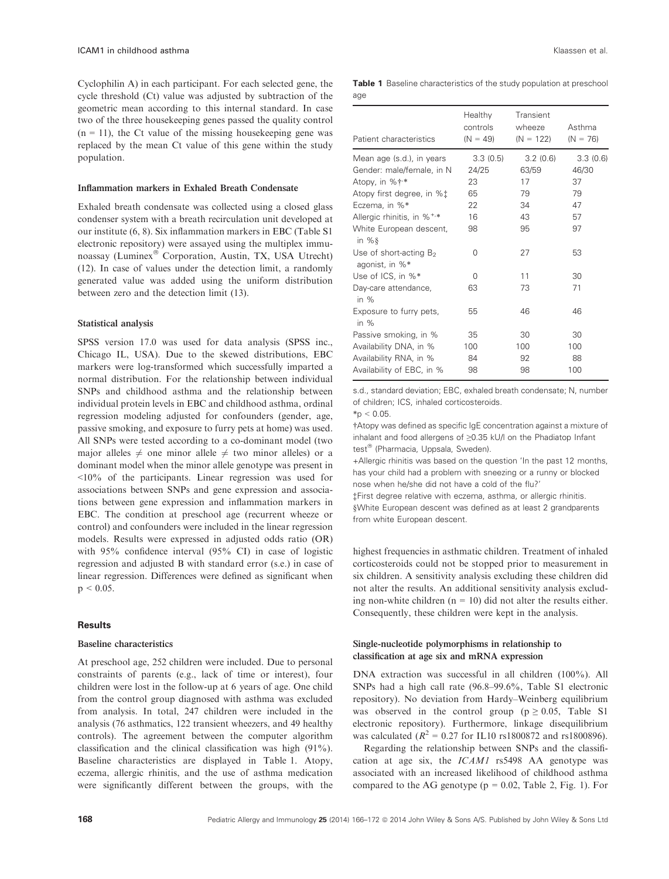Cyclophilin A) in each participant. For each selected gene, the cycle threshold (Ct) value was adjusted by subtraction of the geometric mean according to this internal standard. In case two of the three housekeeping genes passed the quality control (n = 11), the Ct value of the missing housekeeping gene was replaced by the mean Ct value of this gene within the study population.

### Inflammation markers in Exhaled Breath Condensate

Exhaled breath condensate was collected using a closed glass condenser system with a breath recirculation unit developed at our institute (6, 8). Six inflammation markers in EBC (Table S1 electronic repository) were assayed using the multiplex immunoassay (Luminex® Corporation, Austin, TX, USA Utrecht) (12). In case of values under the detection limit, a randomly generated value was added using the uniform distribution between zero and the detection limit (13).

### Statistical analysis

SPSS version 17.0 was used for data analysis (SPSS inc., Chicago IL, USA). Due to the skewed distributions, EBC markers were log-transformed which successfully imparted a normal distribution. For the relationship between individual SNPs and childhood asthma and the relationship between individual protein levels in EBC and childhood asthma, ordinal regression modeling adjusted for confounders (gender, age, passive smoking, and exposure to furry pets at home) was used. All SNPs were tested according to a co-dominant model (two major alleles ≠ one minor allele ≠ two minor alleles) or a dominant model when the minor allele genotype was present in <10% of the participants. Linear regression was used for associations between SNPs and gene expression and associations between gene expression and inflammation markers in EBC. The condition at preschool age (recurrent wheeze or control) and confounders were included in the linear regression models. Results were expressed in adjusted odds ratio (OR) with 95% confidence interval (95% CI) in case of logistic regression and adjusted B with standard error (s.e.) in case of linear regression. Differences were defined as significant when $p < 0.05$.

## Results

### Baseline characteristics

At preschool age, 252 children were included. Due to personal constraints of parents (e.g., lack of time or interest), four children were lost in the follow-up at 6 years of age. One child from the control group diagnosed with asthma was excluded from analysis. In total, 247 children were included in the analysis (76 asthmatics, 122 transient wheezers, and 49 healthy controls). The agreement between the computer algorithm classification and the clinical classification was high (91%). Baseline characteristics are displayed in Table 1. Atopy, eczema, allergic rhinitis, and the use of asthma medication were significantly different between the groups, with the highest frequencies in asthmatic children. Treatment of inhaled corticosteroids could not be stopped prior to measurement in six children. A sensitivity analysis excluding these children did not alter the results. An additional sensitivity analysis excluding non-white children (n = 10) did not alter the results either. Consequently, these children were kept in the analysis.

**Table 1** Baseline characteristics of the study population at preschool age

| Patient characteristics | Healthy controls (N = 49) | Transient wheeze (N = 122) | Asthma (N = 76) |
|---|---|---|---|
| Mean age (s.d.), in years | 3.3 (0.5) | 3.2 (0.6) | 3.3 (0.6) |
| Gender: male/female, in N | 24/25 | 63/59 | 46/30 |
| Atopy, in %†,* | 23 | 17 | 37 |
| Atopy first degree, in %‡ | 65 | 79 | 79 |
| Eczema, in %* | 22 | 34 | 47 |
| Allergic rhinitis, in %+,* | 16 | 43 | 57 |
| White European descent, in %§ | 98 | 95 | 97 |
| Use of short-acting $B_2$ agonist, in %* | 0 | 27 | 53 |
| Use of ICS, in %* | 0 | 11 | 30 |
| Day-care attendance, in % | 63 | 73 | 71 |
| Exposure to furry pets, in % | 55 | 46 | 46 |
| Passive smoking, in % | 35 | 30 | 30 |
| Availability DNA, in % | 100 | 100 | 100 |
| Availability RNA, in % | 84 | 92 | 88 |
| Availability of EBC, in % | 98 | 98 | 100 |

s.d., standard deviation; EBC, exhaled breath condensate; N, number of children; ICS, inhaled corticosteroids.

*$p < 0.05$.

†Atopy was defined as specific IgE concentration against a mixture of inhalant and food allergens of ≥0.35 kU/l on the Phadiatop Infant test® (Pharmacia, Uppsala, Sweden).

+Allergic rhinitis was based on the question 'In the past 12 months, has your child had a problem with sneezing or a runny or blocked nose when he/she did not have a cold of the flu?'

‡First degree relative with eczema, asthma, or allergic rhinitis.

§White European descent was defined as at least 2 grandparents from white European descent.

### Single-nucleotide polymorphisms in relationship to classification at age six and mRNA expression

DNA extraction was successful in all children (100%). All SNPs had a high call rate (96.8–99.6%, Table S1 electronic repository). No deviation from Hardy–Weinberg equilibrium was observed in the control group ($p \geq 0.05$, Table S1 electronic repository). Furthermore, linkage disequilibrium was calculated ($R^2 = 0.27$ for IL10 rs1800872 and rs1800896).

Regarding the relationship between SNPs and the classification at age six, the *ICAM1* rs5498 AA genotype was associated with an increased likelihood of childhood asthma compared to the AG genotype (p = 0.02, Table 2, Fig. 1). For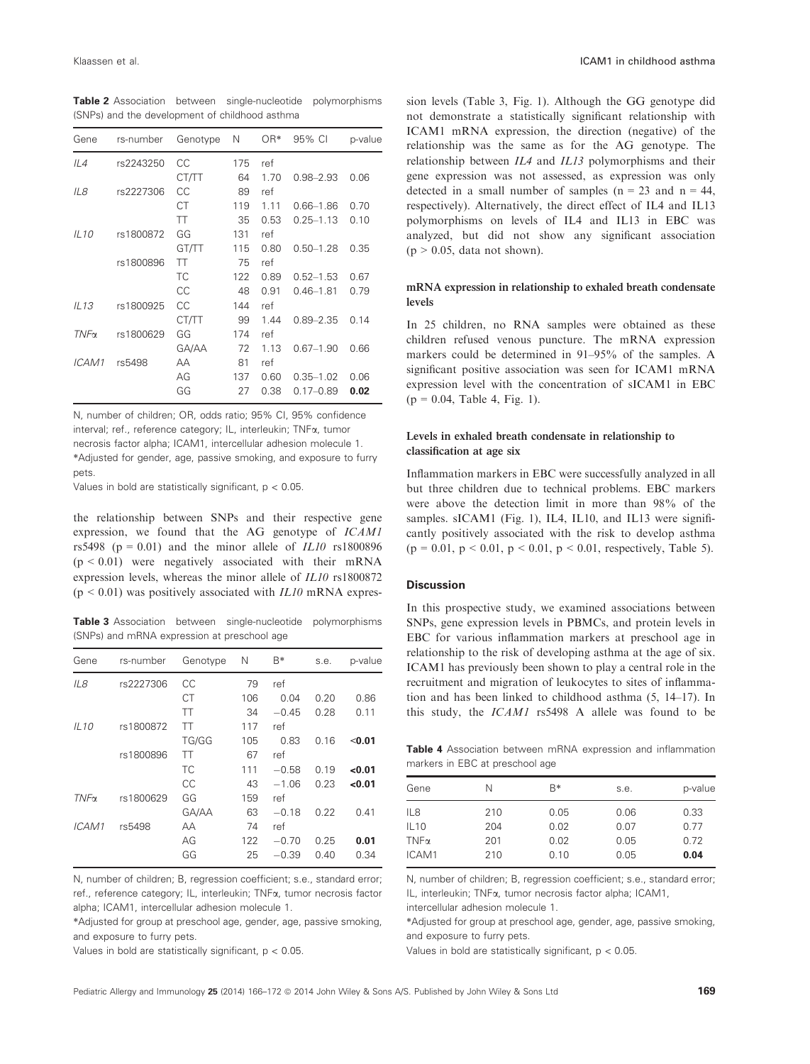**Table 2** Association between single-nucleotide polymorphisms (SNPs) and the development of childhood asthma

| Gene | rs-number | Genotype | N | OR* | 95% CI | p-value |
|---|---|---|---|---|---|---|
| *IL4* | rs2243250 | CC | 175 | ref | | |
| | | CT/TT | 64 | 1.70 | 0.98–2.93 | 0.06 |
| *IL8* | rs2227306 | CC | 89 | ref | | |
| | | CT | 119 | 1.11 | 0.66–1.86 | 0.70 |
| | | TT | 35 | 0.53 | 0.25–1.13 | 0.10 |
| *IL10* | rs1800872 | GG | 131 | ref | | |
| | | GT/TT | 115 | 0.80 | 0.50–1.28 | 0.35 |
| | rs1800896 | TT | 75 | ref | | |
| | | TC | 122 | 0.89 | 0.52–1.53 | 0.67 |
| | | CC | 48 | 0.91 | 0.46–1.81 | 0.79 |
| *IL13* | rs1800925 | CC | 144 | ref | | |
| | | CT/TT | 99 | 1.44 | 0.89–2.35 | 0.14 |
| *TNFα* | rs1800629 | GG | 174 | ref | | |
| | | GA/AA | 72 | 1.13 | 0.67–1.90 | 0.66 |
| *ICAM1* | rs5498 | AA | 81 | ref | | |
| | | AG | 137 | 0.60 | 0.35–1.02 | 0.06 |
| | | GG | 27 | 0.38 | 0.17–0.89 | **0.02** |

N, number of children; OR, odds ratio; 95% CI, 95% confidence interval; ref., reference category; IL, interleukin; TNFα, tumor necrosis factor alpha; ICAM1, intercellular adhesion molecule 1.
*Adjusted for gender, age, passive smoking, and exposure to furry pets.
Values in bold are statistically significant, $p < 0.05$.

the relationship between SNPs and their respective gene expression, we found that the AG genotype of *ICAM1* rs5498 ($p = 0.01$) and the minor allele of *IL10* rs1800896 ($p < 0.01$) were negatively associated with their mRNA expression levels, whereas the minor allele of *IL10* rs1800872 ($p < 0.01$) was positively associated with *IL10* mRNA expression levels (Table 3, Fig. 1). Although the GG genotype did not demonstrate a statistically significant relationship with ICAM1 mRNA expression, the direction (negative) of the relationship was the same as for the AG genotype. The relationship between *IL4* and *IL13* polymorphisms and their gene expression was not assessed, as expression was only detected in a small number of samples (n = 23 and n = 44, respectively). Alternatively, the direct effect of IL4 and IL13 polymorphisms on levels of IL4 and IL13 in EBC was analyzed, but did not show any significant association ($p > 0.05$, data not shown).

**Table 3** Association between single-nucleotide polymorphisms (SNPs) and mRNA expression at preschool age

| Gene | rs-number | Genotype | N | B* | s.e. | p-value |
|---|---|---|---|---|---|---|
| *IL8* | rs2227306 | CC | 79 | ref | | |
| | | CT | 106 | 0.04 | 0.20 | 0.86 |
| | | TT | 34 | −0.45 | 0.28 | 0.11 |
| *IL10* | rs1800872 | TT | 117 | ref | | |
| | | TG/GG | 105 | 0.83 | 0.16 | **<0.01** |
| | rs1800896 | TT | 67 | ref | | |
| | | TC | 111 | −0.58 | 0.19 | **<0.01** |
| | | CC | 43 | −1.06 | 0.23 | **<0.01** |
| *TNFα* | rs1800629 | GG | 159 | ref | | |
| | | GA/AA | 63 | −0.18 | 0.22 | 0.41 |
| *ICAM1* | rs5498 | AA | 74 | ref | | |
| | | AG | 122 | −0.70 | 0.25 | **0.01** |
| | | GG | 25 | −0.39 | 0.40 | 0.34 |

N, number of children; B, regression coefficient; s.e., standard error; ref., reference category; IL, interleukin; TNFα, tumor necrosis factor alpha; ICAM1, intercellular adhesion molecule 1.
*Adjusted for group at preschool age, gender, age, passive smoking, and exposure to furry pets.
Values in bold are statistically significant, $p < 0.05$.

### mRNA expression in relationship to exhaled breath condensate levels

In 25 children, no RNA samples were obtained as these children refused venous puncture. The mRNA expression markers could be determined in 91–95% of the samples. A significant positive association was seen for ICAM1 mRNA expression level with the concentration of sICAM1 in EBC ($p = 0.04$, Table 4, Fig. 1).

### Levels in exhaled breath condensate in relationship to classification at age six

Inflammation markers in EBC were successfully analyzed in all but three children due to technical problems. EBC markers were above the detection limit in more than 98% of the samples. sICAM1 (Fig. 1), IL4, IL10, and IL13 were significantly positively associated with the risk to develop asthma ($p = 0.01$, $p < 0.01$, $p < 0.01$, $p < 0.01$, respectively, Table 5).

## Discussion

In this prospective study, we examined associations between SNPs, gene expression levels in PBMCs, and protein levels in EBC for various inflammation markers at preschool age in relationship to the risk of developing asthma at the age of six. ICAM1 has previously been shown to play a central role in the recruitment and migration of leukocytes to sites of inflammation and has been linked to childhood asthma (5, 14–17). In this study, the *ICAM1* rs5498 A allele was found to be

**Table 4** Association between mRNA expression and inflammation markers in EBC at preschool age

| Gene | N | B* | s.e. | p-value |
|---|---|---|---|---|
| IL8 | 210 | 0.05 | 0.06 | 0.33 |
| IL10 | 204 | 0.02 | 0.07 | 0.77 |
| TNFα | 201 | 0.02 | 0.05 | 0.72 |
| ICAM1 | 210 | 0.10 | 0.05 | **0.04** |

N, number of children; B, regression coefficient; s.e., standard error; IL, interleukin; TNFα, tumor necrosis factor alpha; ICAM1, intercellular adhesion molecule 1.
*Adjusted for group at preschool age, gender, age, passive smoking, and exposure to furry pets.
Values in bold are statistically significant, $p < 0.05$.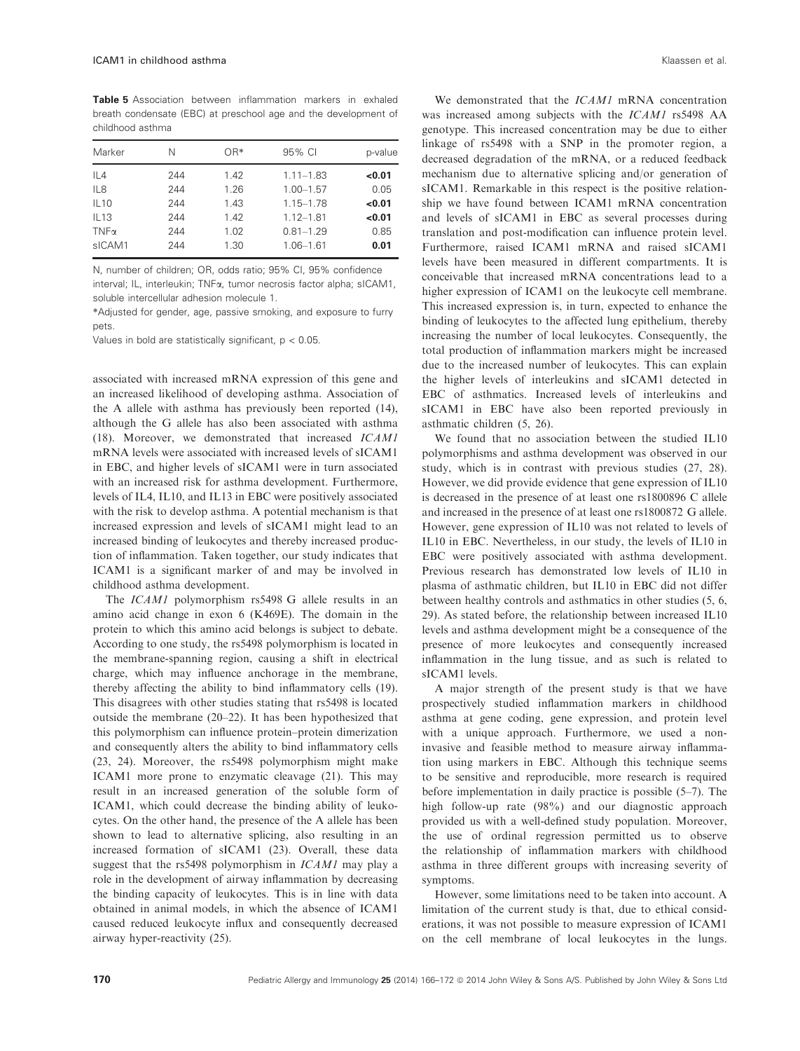**Table 5** Association between inflammation markers in exhaled breath condensate (EBC) at preschool age and the development of childhood asthma

| Marker | N | OR* | 95% CI | p-value |
|---|---|---|---|---|
| IL4 | 244 | 1.42 | 1.11–1.83 | **<0.01** |
| IL8 | 244 | 1.26 | 1.00–1.57 | 0.05 |
| IL10 | 244 | 1.43 | 1.15–1.78 | **<0.01** |
| IL13 | 244 | 1.42 | 1.12–1.81 | **<0.01** |
| TNFα | 244 | 1.02 | 0.81–1.29 | 0.85 |
| sICAM1 | 244 | 1.30 | 1.06–1.61 | **0.01** |

N, number of children; OR, odds ratio; 95% CI, 95% confidence interval; IL, interleukin; TNFα, tumor necrosis factor alpha; sICAM1, soluble intercellular adhesion molecule 1.

*Adjusted for gender, age, passive smoking, and exposure to furry pets.

Values in bold are statistically significant, $p < 0.05$.

associated with increased mRNA expression of this gene and an increased likelihood of developing asthma. Association of the A allele with asthma has previously been reported (14), although the G allele has also been associated with asthma (18). Moreover, we demonstrated that increased *ICAM1* mRNA levels were associated with increased levels of sICAM1 in EBC, and higher levels of sICAM1 were in turn associated with an increased risk for asthma development. Furthermore, levels of IL4, IL10, and IL13 in EBC were positively associated with the risk to develop asthma. A potential mechanism is that increased expression and levels of sICAM1 might lead to an increased binding of leukocytes and thereby increased production of inflammation. Taken together, our study indicates that ICAM1 is a significant marker of and may be involved in childhood asthma development.

The *ICAM1* polymorphism rs5498 G allele results in an amino acid change in exon 6 (K469E). The domain in the protein to which this amino acid belongs is subject to debate. According to one study, the rs5498 polymorphism is located in the membrane-spanning region, causing a shift in electrical charge, which may influence anchorage in the membrane, thereby affecting the ability to bind inflammatory cells (19). This disagrees with other studies stating that rs5498 is located outside the membrane (20–22). It has been hypothesized that this polymorphism can influence protein–protein dimerization and consequently alters the ability to bind inflammatory cells (23, 24). Moreover, the rs5498 polymorphism might make ICAM1 more prone to enzymatic cleavage (21). This may result in an increased generation of the soluble form of ICAM1, which could decrease the binding ability of leukocytes. On the other hand, the presence of the A allele has been shown to lead to alternative splicing, also resulting in an increased formation of sICAM1 (23). Overall, these data suggest that the rs5498 polymorphism in *ICAM1* may play a role in the development of airway inflammation by decreasing the binding capacity of leukocytes. This is in line with data obtained in animal models, in which the absence of ICAM1 caused reduced leukocyte influx and consequently decreased airway hyper-reactivity (25).

We demonstrated that the *ICAM1* mRNA concentration was increased among subjects with the *ICAM1* rs5498 AA genotype. This increased concentration may be due to either linkage of rs5498 with a SNP in the promoter region, a decreased degradation of the mRNA, or a reduced feedback mechanism due to alternative splicing and/or generation of sICAM1. Remarkable in this respect is the positive relationship we have found between ICAM1 mRNA concentration and levels of sICAM1 in EBC as several processes during translation and post-modification can influence protein level. Furthermore, raised ICAM1 mRNA and raised sICAM1 levels have been measured in different compartments. It is conceivable that increased mRNA concentrations lead to a higher expression of ICAM1 on the leukocyte cell membrane. This increased expression is, in turn, expected to enhance the binding of leukocytes to the affected lung epithelium, thereby increasing the number of local leukocytes. Consequently, the total production of inflammation markers might be increased due to the increased number of leukocytes. This can explain the higher levels of interleukins and sICAM1 detected in EBC of asthmatics. Increased levels of interleukins and sICAM1 in EBC have also been reported previously in asthmatic children (5, 26).

We found that no association between the studied IL10 polymorphisms and asthma development was observed in our study, which is in contrast with previous studies (27, 28). However, we did provide evidence that gene expression of IL10 is decreased in the presence of at least one rs1800896 C allele and increased in the presence of at least one rs1800872 G allele. However, gene expression of IL10 was not related to levels of IL10 in EBC. Nevertheless, in our study, the levels of IL10 in EBC were positively associated with asthma development. Previous research has demonstrated low levels of IL10 in plasma of asthmatic children, but IL10 in EBC did not differ between healthy controls and asthmatics in other studies (5, 6, 29). As stated before, the relationship between increased IL10 levels and asthma development might be a consequence of the presence of more leukocytes and consequently increased inflammation in the lung tissue, and as such is related to sICAM1 levels.

A major strength of the present study is that we have prospectively studied inflammation markers in childhood asthma at gene coding, gene expression, and protein level with a unique approach. Furthermore, we used a non-invasive and feasible method to measure airway inflammation using markers in EBC. Although this technique seems to be sensitive and reproducible, more research is required before implementation in daily practice is possible (5–7). The high follow-up rate (98%) and our diagnostic approach provided us with a well-defined study population. Moreover, the use of ordinal regression permitted us to observe the relationship of inflammation markers with childhood asthma in three different groups with increasing severity of symptoms.

However, some limitations need to be taken into account. A limitation of the current study is that, due to ethical considerations, it was not possible to measure expression of ICAM1 on the cell membrane of local leukocytes in the lungs.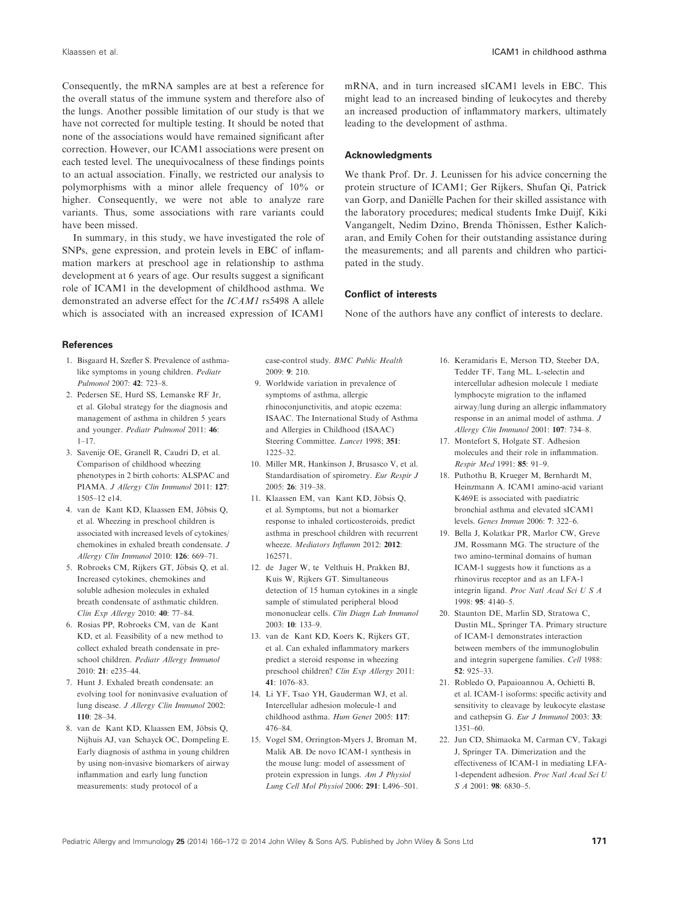Consequently, the mRNA samples are at best a reference for the overall status of the immune system and therefore also of the lungs. Another possible limitation of our study is that we have not corrected for multiple testing. It should be noted that none of the associations would have remained significant after correction. However, our ICAM1 associations were present on each tested level. The unequivocalness of these findings points to an actual association. Finally, we restricted our analysis to polymorphisms with a minor allele frequency of 10% or higher. Consequently, we were not able to analyze rare variants. Thus, some associations with rare variants could have been missed.

In summary, in this study, we have investigated the role of SNPs, gene expression, and protein levels in EBC of inflammation markers at preschool age in relationship to asthma development at 6 years of age. Our results suggest a significant role of ICAM1 in the development of childhood asthma. We demonstrated an adverse effect for the *ICAM1* rs5498 A allele which is associated with an increased expression of ICAM1 mRNA, and in turn increased sICAM1 levels in EBC. This might lead to an increased binding of leukocytes and thereby an increased production of inflammatory markers, ultimately leading to the development of asthma.

## Acknowledgments

We thank Prof. Dr. J. Leunissen for his advice concerning the protein structure of ICAM1; Ger Rijkers, Shufan Qi, Patrick van Gorp, and Daniëlle Pachen for their skilled assistance with the laboratory procedures; medical students Imke Duijf, Kiki Vangangelt, Nedim Dzino, Brenda Thönissen, Esther Kalicharan, and Emily Cohen for their outstanding assistance during the measurements; and all parents and children who participated in the study.

## Conflict of interests

None of the authors have any conflict of interests to declare.

## References

1. Bisgaard H, Szefler S. Prevalence of asthma-like symptoms in young children. *Pediatr Pulmonol* 2007: **42**: 723–8.
2. Pedersen SE, Hurd SS, Lemanske RF Jr, et al. Global strategy for the diagnosis and management of asthma in children 5 years and younger. *Pediatr Pulmonol* 2011: **46**: 1–17.
3. Savenije OE, Granell R, Caudri D, et al. Comparison of childhood wheezing phenotypes in 2 birth cohorts: ALSPAC and PIAMA. *J Allergy Clin Immunol* 2011: **127**: 1505–12 e14.
4. van de Kant KD, Klaassen EM, Jöbsis Q, et al. Wheezing in preschool children is associated with increased levels of cytokines/chemokines in exhaled breath condensate. *J Allergy Clin Immunol* 2010: **126**: 669–71.
5. Robroeks CM, Rijkers GT, Jöbsis Q, et al. Increased cytokines, chemokines and soluble adhesion molecules in exhaled breath condensate of asthmatic children. *Clin Exp Allergy* 2010: **40**: 77–84.
6. Rosias PP, Robroeks CM, van de Kant KD, et al. Feasibility of a new method to collect exhaled breath condensate in preschool children. *Pediatr Allergy Immunol* 2010: **21**: e235–44.
7. Hunt J. Exhaled breath condensate: an evolving tool for noninvasive evaluation of lung disease. *J Allergy Clin Immunol* 2002: **110**: 28–34.
8. van de Kant KD, Klaassen EM, Jöbsis Q, Nijhuis AJ, van Schayck OC, Dompeling E. Early diagnosis of asthma in young children by using non-invasive biomarkers of airway inflammation and early lung function measurements: study protocol of a case-control study. *BMC Public Health* 2009: **9**: 210.
9. Worldwide variation in prevalence of symptoms of asthma, allergic rhinoconjunctivitis, and atopic eczema: ISAAC. The International Study of Asthma and Allergies in Childhood (ISAAC) Steering Committee. *Lancet* 1998; **351**: 1225–32.
10. Miller MR, Hankinson J, Brusasco V, et al. Standardisation of spirometry. *Eur Respir J* 2005: **26**: 319–38.
11. Klaassen EM, van Kant KD, Jöbsis Q, et al. Symptoms, but not a biomarker response to inhaled corticosteroids, predict asthma in preschool children with recurrent wheeze. *Mediators Inflamm* 2012: **2012**: 162571.
12. de Jager W, te Velthuis H, Prakken BJ, Kuis W, Rijkers GT. Simultaneous detection of 15 human cytokines in a single sample of stimulated peripheral blood mononuclear cells. *Clin Diagn Lab Immunol* 2003: **10**: 133–9.
13. van de Kant KD, Koers K, Rijkers GT, et al. Can exhaled inflammatory markers predict a steroid response in wheezing preschool children? *Clin Exp Allergy* 2011: **41**: 1076–83.
14. Li YF, Tsao YH, Gauderman WJ, et al. Intercellular adhesion molecule-1 and childhood asthma. *Hum Genet* 2005: **117**: 476–84.
15. Vogel SM, Orrington-Myers J, Broman M, Malik AB. De novo ICAM-1 synthesis in the mouse lung: model of assessment of protein expression in lungs. *Am J Physiol Lung Cell Mol Physiol* 2006: **291**: L496–501.
16. Keramidaris E, Merson TD, Steeber DA, Tedder TF, Tang ML. L-selectin and intercellular adhesion molecule 1 mediate lymphocyte migration to the inflamed airway/lung during an allergic inflammatory response in an animal model of asthma. *J Allergy Clin Immunol* 2001: **107**: 734–8.
17. Montefort S, Holgate ST. Adhesion molecules and their role in inflammation. *Respir Med* 1991: **85**: 91–9.
18. Puthothu B, Krueger M, Bernhardt M, Heinzmann A. ICAM1 amino-acid variant K469E is associated with paediatric bronchial asthma and elevated sICAM1 levels. *Genes Immun* 2006: **7**: 322–6.
19. Bella J, Kolatkar PR, Marlor CW, Greve JM, Rossmann MG. The structure of the two amino-terminal domains of human ICAM-1 suggests how it functions as a rhinovirus receptor and as an LFA-1 integrin ligand. *Proc Natl Acad Sci U S A* 1998: **95**: 4140–5.
20. Staunton DE, Marlin SD, Stratowa C, Dustin ML, Springer TA. Primary structure of ICAM-1 demonstrates interaction between members of the immunoglobulin and integrin supergene families. *Cell* 1988: **52**: 925–33.
21. Robledo O, Papaioannou A, Ochietti B, et al. ICAM-1 isoforms: specific activity and sensitivity to cleavage by leukocyte elastase and cathepsin G. *Eur J Immunol* 2003: **33**: 1351–60.
22. Jun CD, Shimaoka M, Carman CV, Takagi J, Springer TA. Dimerization and the effectiveness of ICAM-1 in mediating LFA-1-dependent adhesion. *Proc Natl Acad Sci U S A* 2001: **98**: 6830–5.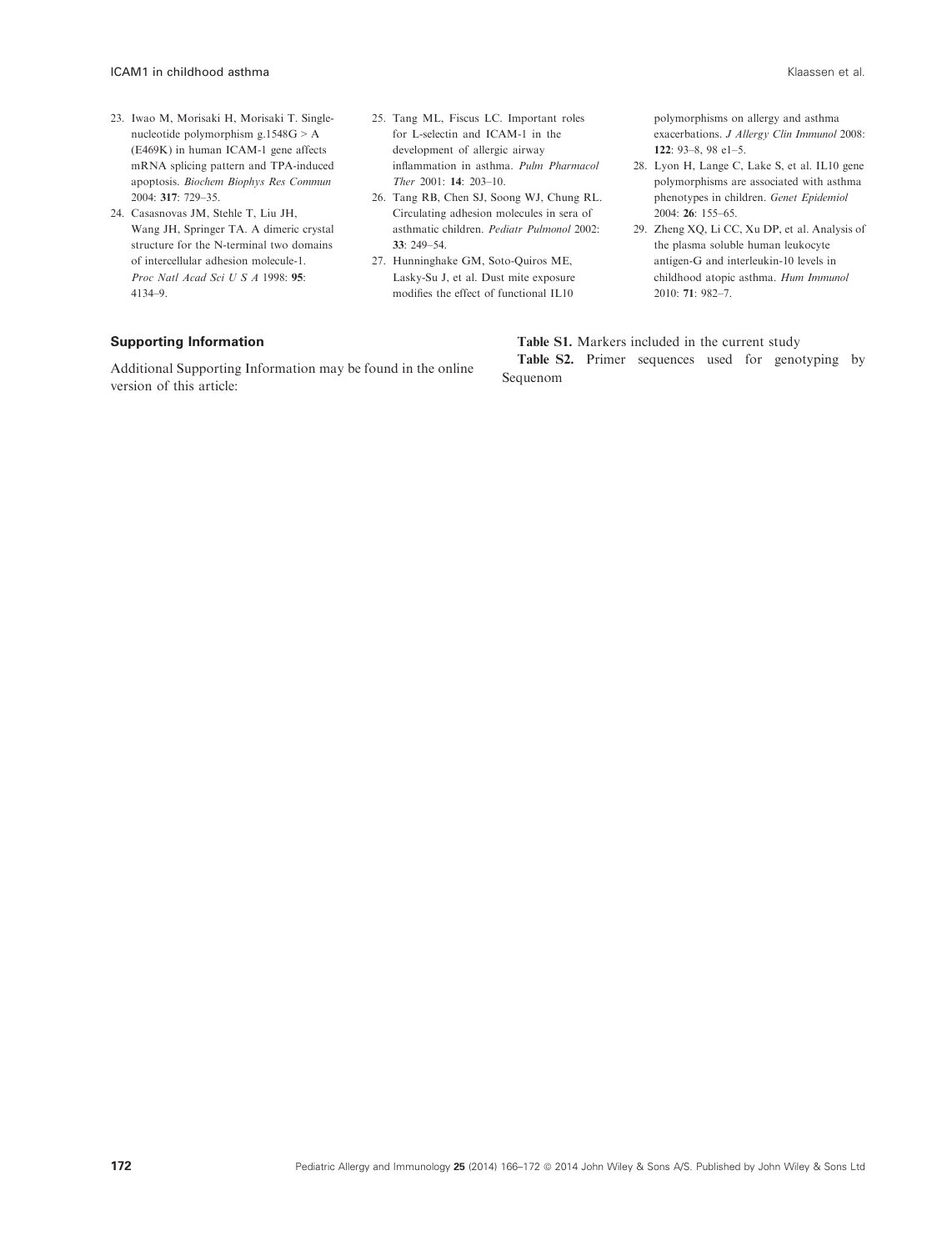23. Iwao M, Morisaki H, Morisaki T. Single-nucleotide polymorphism g.1548G > A (E469K) in human ICAM-1 gene affects mRNA splicing pattern and TPA-induced apoptosis. *Biochem Biophys Res Commun* 2004: **317**: 729–35.
24. Casasnovas JM, Stehle T, Liu JH, Wang JH, Springer TA. A dimeric crystal structure for the N-terminal two domains of intercellular adhesion molecule-1. *Proc Natl Acad Sci U S A* 1998: **95**: 4134–9.
25. Tang ML, Fiscus LC. Important roles for L-selectin and ICAM-1 in the development of allergic airway inflammation in asthma. *Pulm Pharmacol Ther* 2001: **14**: 203–10.
26. Tang RB, Chen SJ, Soong WJ, Chung RL. Circulating adhesion molecules in sera of asthmatic children. *Pediatr Pulmonol* 2002: **33**: 249–54.
27. Hunninghake GM, Soto-Quiros ME, Lasky-Su J, et al. Dust mite exposure modifies the effect of functional IL10 polymorphisms on allergy and asthma exacerbations. *J Allergy Clin Immunol* 2008: **122**: 93–8, 98 e1–5.
28. Lyon H, Lange C, Lake S, et al. IL10 gene polymorphisms are associated with asthma phenotypes in children. *Genet Epidemiol* 2004: **26**: 155–65.
29. Zheng XQ, Li CC, Xu DP, et al. Analysis of the plasma soluble human leukocyte antigen-G and interleukin-10 levels in childhood atopic asthma. *Hum Immunol* 2010: **71**: 982–7.

## Supporting Information

Additional Supporting Information may be found in the online version of this article:

**Table S1.** Markers included in the current study

**Table S2.** Primer sequences used for genotyping by Sequenom